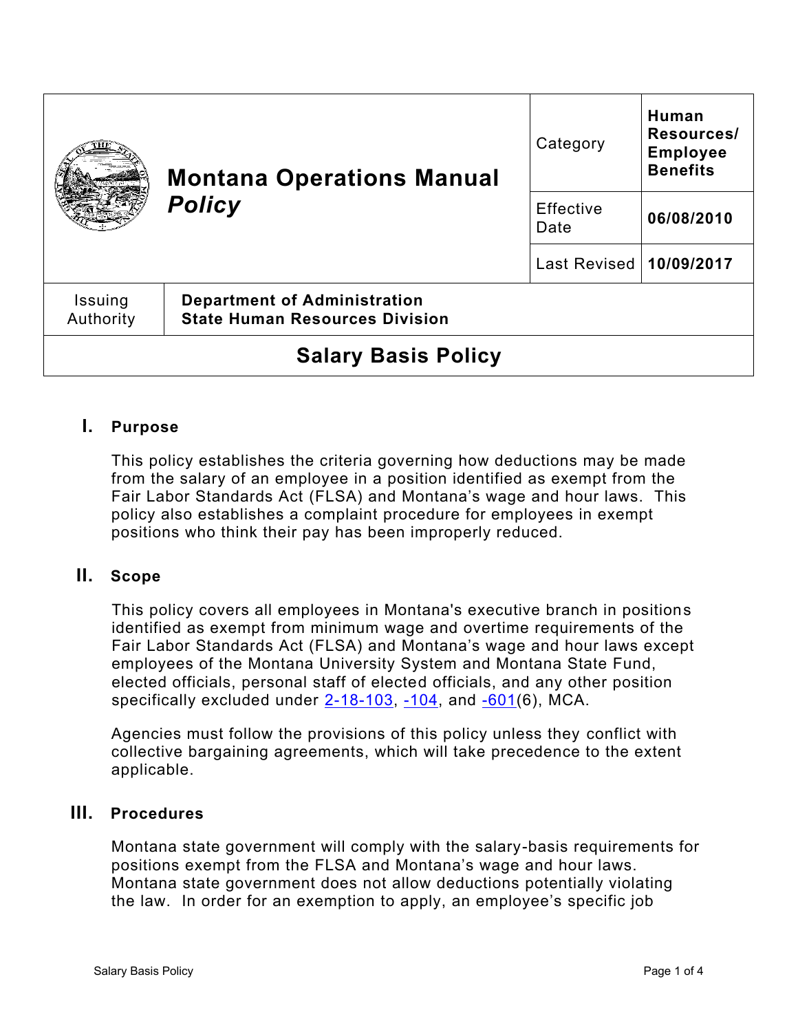| | | | |
|---|---|---|---|
| **Montana Operations Manual** ***Policy*** | | Category | **Human Resources/ Employee Benefits** |
| | | Effective Date | **06/08/2010** |
| | | Last Revised | **10/09/2017** |
| Issuing Authority | **Department of Administration** **State Human Resources Division** | | |

# Salary Basis Policy

## I. Purpose

This policy establishes the criteria governing how deductions may be made from the salary of an employee in a position identified as exempt from the Fair Labor Standards Act (FLSA) and Montana's wage and hour laws. This policy also establishes a complaint procedure for employees in exempt positions who think their pay has been improperly reduced.

## II. Scope

This policy covers all employees in Montana's executive branch in positions identified as exempt from minimum wage and overtime requirements of the Fair Labor Standards Act (FLSA) and Montana's wage and hour laws except employees of the Montana University System and Montana State Fund, elected officials, personal staff of elected officials, and any other position specifically excluded under 2-18-103, -104, and -601(6), MCA.

Agencies must follow the provisions of this policy unless they conflict with collective bargaining agreements, which will take precedence to the extent applicable.

## III. Procedures

Montana state government will comply with the salary-basis requirements for positions exempt from the FLSA and Montana's wage and hour laws. Montana state government does not allow deductions potentially violating the law. In order for an exemption to apply, an employee's specific job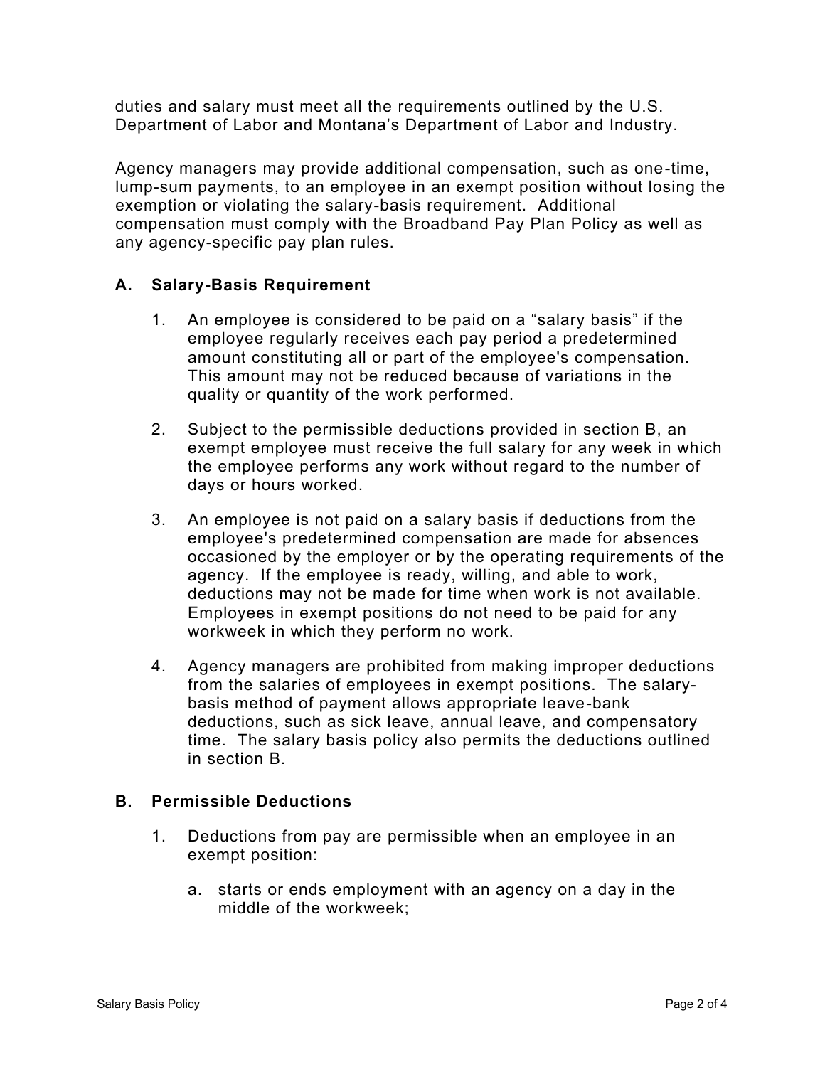duties and salary must meet all the requirements outlined by the U.S. Department of Labor and Montana's Department of Labor and Industry.

Agency managers may provide additional compensation, such as one-time, lump-sum payments, to an employee in an exempt position without losing the exemption or violating the salary-basis requirement. Additional compensation must comply with the Broadband Pay Plan Policy as well as any agency-specific pay plan rules.

## A. Salary-Basis Requirement

1. An employee is considered to be paid on a "salary basis" if the employee regularly receives each pay period a predetermined amount constituting all or part of the employee's compensation. This amount may not be reduced because of variations in the quality or quantity of the work performed.

2. Subject to the permissible deductions provided in section B, an exempt employee must receive the full salary for any week in which the employee performs any work without regard to the number of days or hours worked.

3. An employee is not paid on a salary basis if deductions from the employee's predetermined compensation are made for absences occasioned by the employer or by the operating requirements of the agency. If the employee is ready, willing, and able to work, deductions may not be made for time when work is not available. Employees in exempt positions do not need to be paid for any workweek in which they perform no work.

4. Agency managers are prohibited from making improper deductions from the salaries of employees in exempt positions. The salary-basis method of payment allows appropriate leave-bank deductions, such as sick leave, annual leave, and compensatory time. The salary basis policy also permits the deductions outlined in section B.

## B. Permissible Deductions

1. Deductions from pay are permissible when an employee in an exempt position:

   a. starts or ends employment with an agency on a day in the middle of the workweek;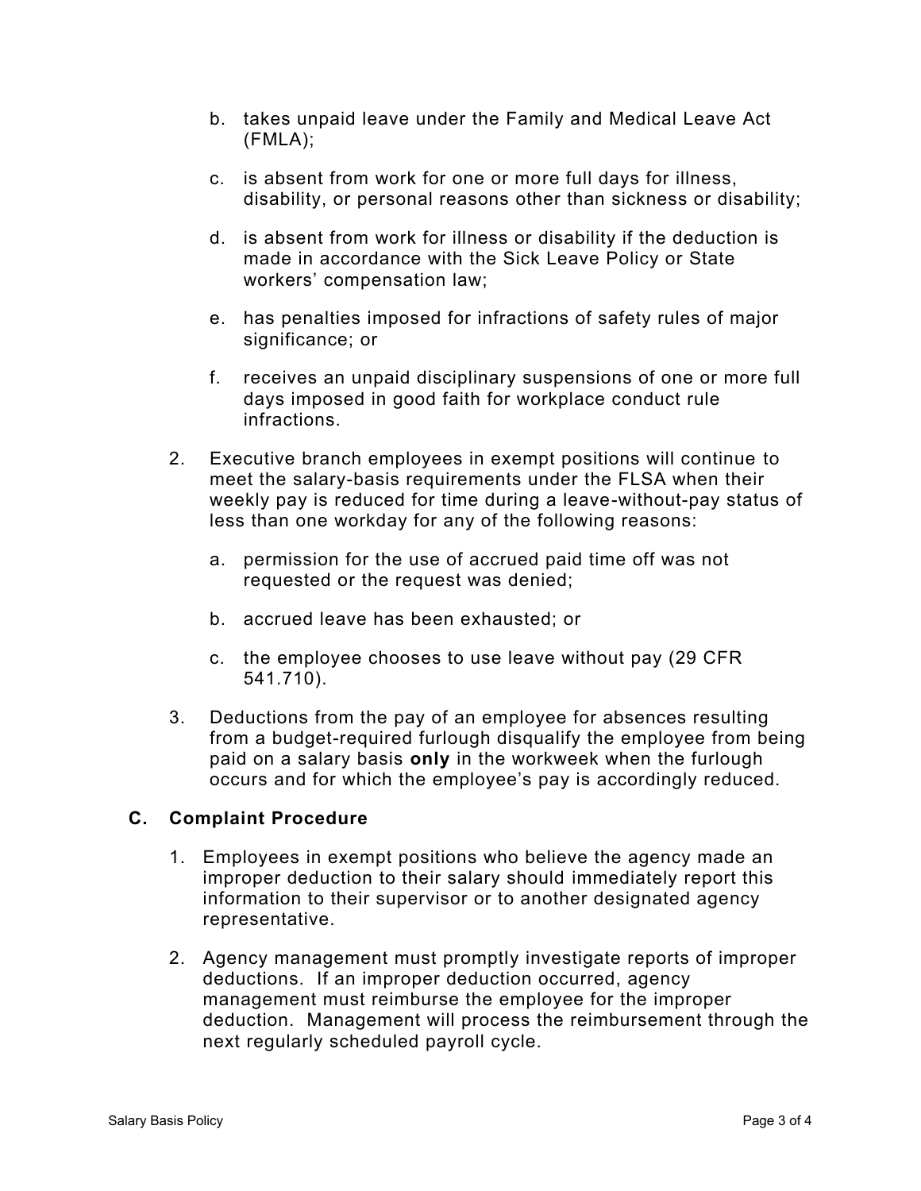b. takes unpaid leave under the Family and Medical Leave Act (FMLA);

c. is absent from work for one or more full days for illness, disability, or personal reasons other than sickness or disability;

d. is absent from work for illness or disability if the deduction is made in accordance with the Sick Leave Policy or State workers' compensation law;

e. has penalties imposed for infractions of safety rules of major significance; or

f. receives an unpaid disciplinary suspensions of one or more full days imposed in good faith for workplace conduct rule infractions.

2. Executive branch employees in exempt positions will continue to meet the salary-basis requirements under the FLSA when their weekly pay is reduced for time during a leave-without-pay status of less than one workday for any of the following reasons:

   a. permission for the use of accrued paid time off was not requested or the request was denied;

   b. accrued leave has been exhausted; or

   c. the employee chooses to use leave without pay (29 CFR 541.710).

3. Deductions from the pay of an employee for absences resulting from a budget-required furlough disqualify the employee from being paid on a salary basis **only** in the workweek when the furlough occurs and for which the employee's pay is accordingly reduced.

### C. Complaint Procedure

1. Employees in exempt positions who believe the agency made an improper deduction to their salary should immediately report this information to their supervisor or to another designated agency representative.

2. Agency management must promptly investigate reports of improper deductions. If an improper deduction occurred, agency management must reimburse the employee for the improper deduction. Management will process the reimbursement through the next regularly scheduled payroll cycle.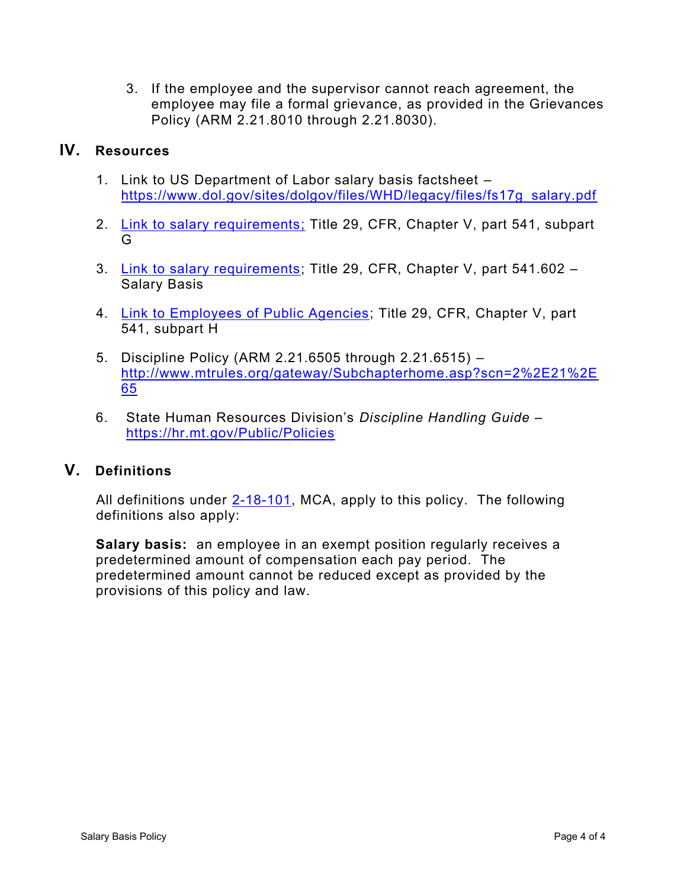3. If the employee and the supervisor cannot reach agreement, the employee may file a formal grievance, as provided in the Grievances Policy (ARM 2.21.8010 through 2.21.8030).

## IV. Resources

1. Link to US Department of Labor salary basis factsheet – https://www.dol.gov/sites/dolgov/files/WHD/legacy/files/fs17g_salary.pdf

2. Link to salary requirements; Title 29, CFR, Chapter V, part 541, subpart G

3. Link to salary requirements; Title 29, CFR, Chapter V, part 541.602 – Salary Basis

4. Link to Employees of Public Agencies; Title 29, CFR, Chapter V, part 541, subpart H

5. Discipline Policy (ARM 2.21.6505 through 2.21.6515) – http://www.mtrules.org/gateway/Subchapterhome.asp?scn=2%2E21%2E65

6. State Human Resources Division's *Discipline Handling Guide* – https://hr.mt.gov/Public/Policies

## V. Definitions

All definitions under 2-18-101, MCA, apply to this policy. The following definitions also apply:

**Salary basis:** an employee in an exempt position regularly receives a predetermined amount of compensation each pay period. The predetermined amount cannot be reduced except as provided by the provisions of this policy and law.